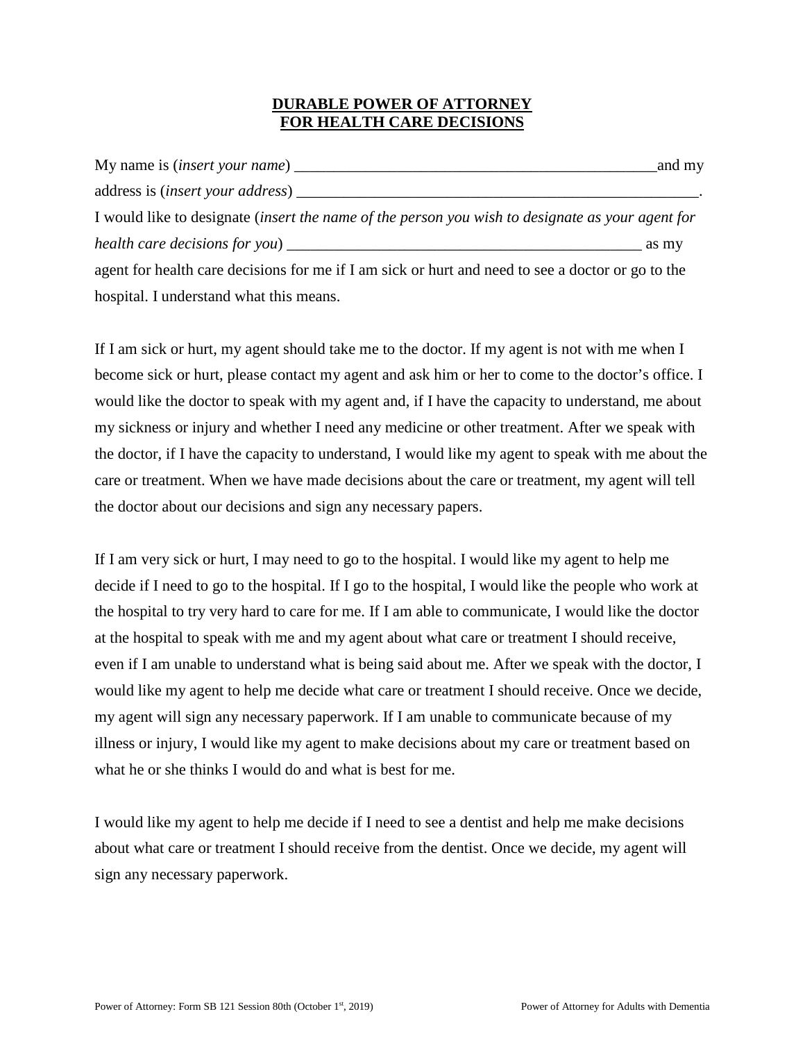# DURABLE POWER OF ATTORNEY FOR HEALTH CARE DECISIONS

My name is (*insert your name*) _______________________________________________and my address is (*insert your address*) ____________________________________________________. I would like to designate (*insert the name of the person you wish to designate as your agent for health care decisions for you*) _____________________________________________ as my agent for health care decisions for me if I am sick or hurt and need to see a doctor or go to the hospital. I understand what this means.

If I am sick or hurt, my agent should take me to the doctor. If my agent is not with me when I become sick or hurt, please contact my agent and ask him or her to come to the doctor's office. I would like the doctor to speak with my agent and, if I have the capacity to understand, me about my sickness or injury and whether I need any medicine or other treatment. After we speak with the doctor, if I have the capacity to understand, I would like my agent to speak with me about the care or treatment. When we have made decisions about the care or treatment, my agent will tell the doctor about our decisions and sign any necessary papers.

If I am very sick or hurt, I may need to go to the hospital. I would like my agent to help me decide if I need to go to the hospital. If I go to the hospital, I would like the people who work at the hospital to try very hard to care for me. If I am able to communicate, I would like the doctor at the hospital to speak with me and my agent about what care or treatment I should receive, even if I am unable to understand what is being said about me. After we speak with the doctor, I would like my agent to help me decide what care or treatment I should receive. Once we decide, my agent will sign any necessary paperwork. If I am unable to communicate because of my illness or injury, I would like my agent to make decisions about my care or treatment based on what he or she thinks I would do and what is best for me.

I would like my agent to help me decide if I need to see a dentist and help me make decisions about what care or treatment I should receive from the dentist. Once we decide, my agent will sign any necessary paperwork.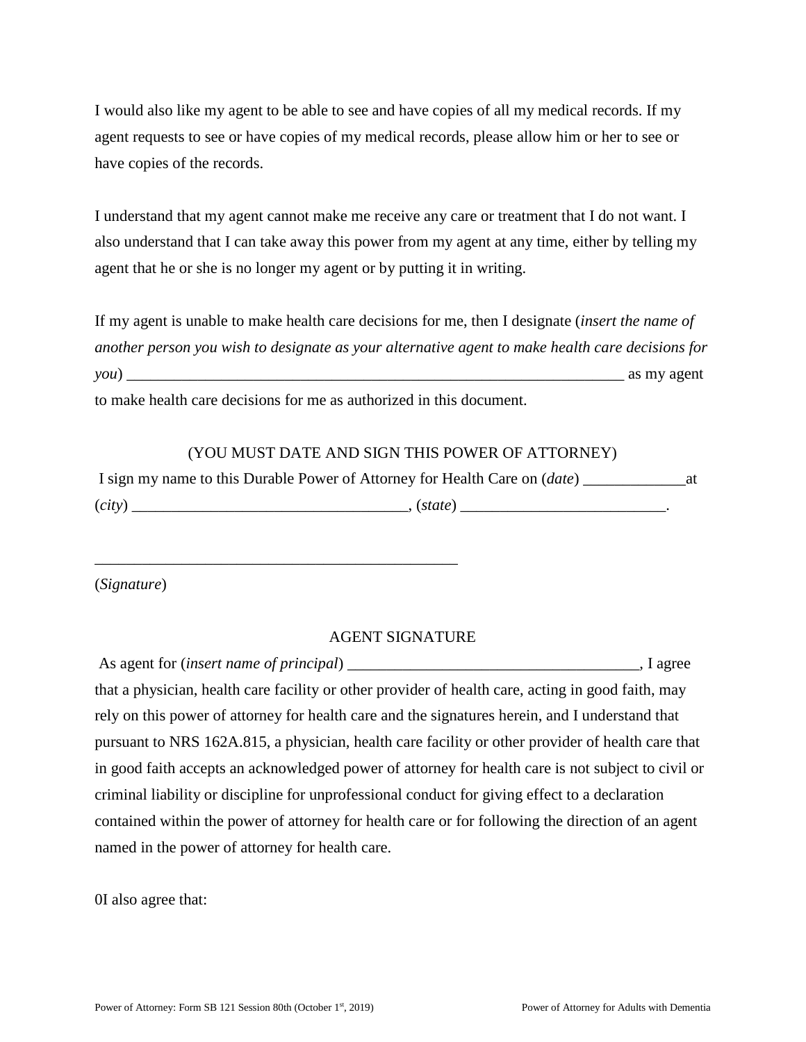I would also like my agent to be able to see and have copies of all my medical records. If my agent requests to see or have copies of my medical records, please allow him or her to see or have copies of the records.

I understand that my agent cannot make me receive any care or treatment that I do not want. I also understand that I can take away this power from my agent at any time, either by telling my agent that he or she is no longer my agent or by putting it in writing.

If my agent is unable to make health care decisions for me, then I designate (*insert the name of another person you wish to designate as your alternative agent to make health care decisions for you*) ________________________________________________________________ as my agent to make health care decisions for me as authorized in this document.

(YOU MUST DATE AND SIGN THIS POWER OF ATTORNEY)

I sign my name to this Durable Power of Attorney for Health Care on (*date*) _____________at (*city*) ___________________________________, (*state*) __________________________.

_______________________________________________

(*Signature*)

AGENT SIGNATURE

As agent for (*insert name of principal*) ____________________________________, I agree that a physician, health care facility or other provider of health care, acting in good faith, may rely on this power of attorney for health care and the signatures herein, and I understand that pursuant to NRS 162A.815, a physician, health care facility or other provider of health care that in good faith accepts an acknowledged power of attorney for health care is not subject to civil or criminal liability or discipline for unprofessional conduct for giving effect to a declaration contained within the power of attorney for health care or for following the direction of an agent named in the power of attorney for health care.

0I also agree that: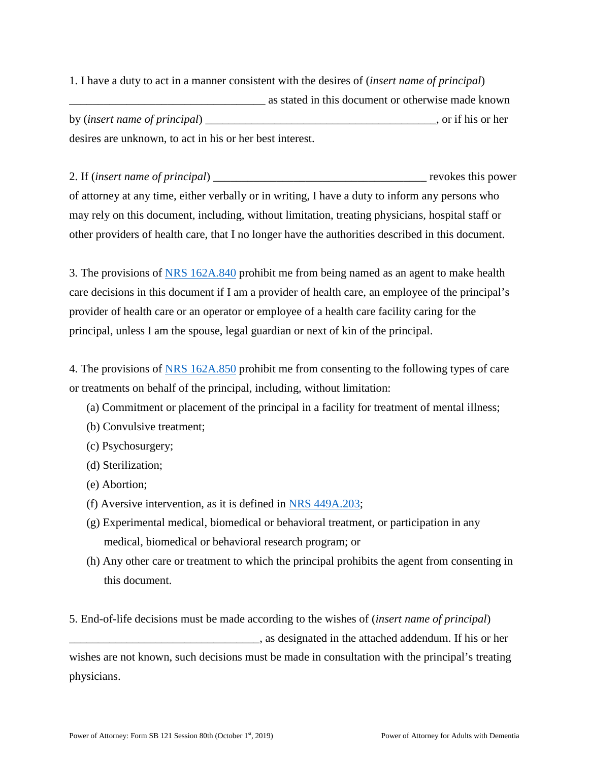1. I have a duty to act in a manner consistent with the desires of (*insert name of principal*) __________________________________ as stated in this document or otherwise made known by (*insert name of principal*) ________________________________________, or if his or her desires are unknown, to act in his or her best interest.

2. If (*insert name of principal*) _____________________________________ revokes this power of attorney at any time, either verbally or in writing, I have a duty to inform any persons who may rely on this document, including, without limitation, treating physicians, hospital staff or other providers of health care, that I no longer have the authorities described in this document.

3. The provisions of [NRS 162A.840] prohibit me from being named as an agent to make health care decisions in this document if I am a provider of health care, an employee of the principal's provider of health care or an operator or employee of a health care facility caring for the principal, unless I am the spouse, legal guardian or next of kin of the principal.

4. The provisions of [NRS 162A.850] prohibit me from consenting to the following types of care or treatments on behalf of the principal, including, without limitation:

- (a) Commitment or placement of the principal in a facility for treatment of mental illness;
- (b) Convulsive treatment;
- (c) Psychosurgery;
- (d) Sterilization;
- (e) Abortion;
- (f) Aversive intervention, as it is defined in [NRS 449A.203];
- (g) Experimental medical, biomedical or behavioral treatment, or participation in any medical, biomedical or behavioral research program; or
- (h) Any other care or treatment to which the principal prohibits the agent from consenting in this document.

5. End-of-life decisions must be made according to the wishes of (*insert name of principal*) _________________________________, as designated in the attached addendum. If his or her wishes are not known, such decisions must be made in consultation with the principal's treating physicians.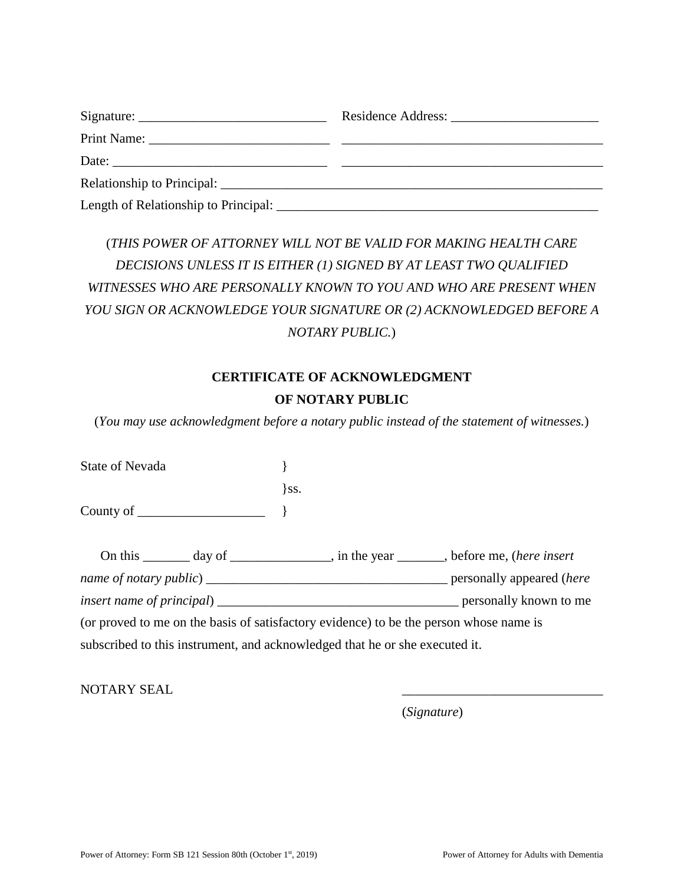Signature: ____________________________ Residence Address: ______________________

Print Name: ___________________________ ________________________________________

Date: ________________________________ ________________________________________

Relationship to Principal: __________________________________________________________

Length of Relationship to Principal: ________________________________________________

(*THIS POWER OF ATTORNEY WILL NOT BE VALID FOR MAKING HEALTH CARE DECISIONS UNLESS IT IS EITHER (1) SIGNED BY AT LEAST TWO QUALIFIED WITNESSES WHO ARE PERSONALLY KNOWN TO YOU AND WHO ARE PRESENT WHEN YOU SIGN OR ACKNOWLEDGE YOUR SIGNATURE OR (2) ACKNOWLEDGED BEFORE A NOTARY PUBLIC.*)

**CERTIFICATE OF ACKNOWLEDGMENT**
**OF NOTARY PUBLIC**

(*You may use acknowledgment before a notary public instead of the statement of witnesses.*)

State of Nevada }
}ss.
County of ___________________ }

On this _______ day of _______________, in the year _______, before me, (*here insert name of notary public*) ____________________________________ personally appeared (*here insert name of principal*) ____________________________________ personally known to me (or proved to me on the basis of satisfactory evidence) to be the person whose name is subscribed to this instrument, and acknowledged that he or she executed it.

NOTARY SEAL ______________________________

(*Signature*)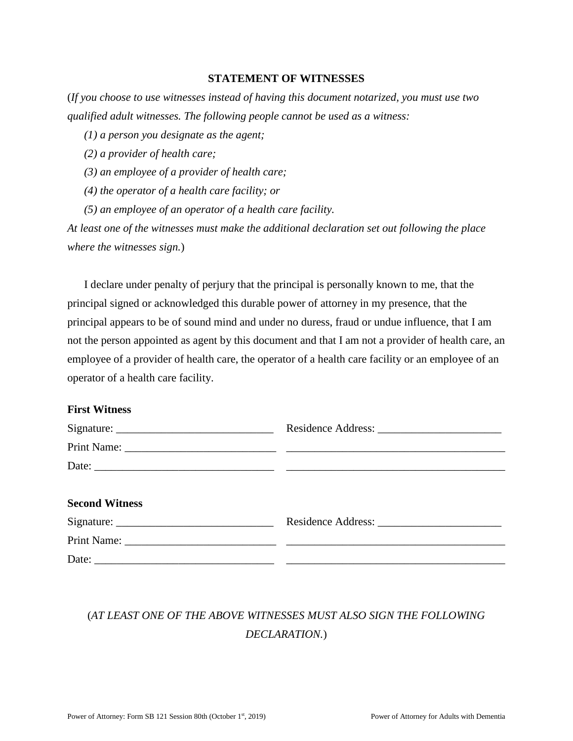## STATEMENT OF WITNESSES

(*If you choose to use witnesses instead of having this document notarized, you must use two qualified adult witnesses. The following people cannot be used as a witness:*

*(1) a person you designate as the agent;*

*(2) a provider of health care;*

*(3) an employee of a provider of health care;*

*(4) the operator of a health care facility; or*

*(5) an employee of an operator of a health care facility.*

*At least one of the witnesses must make the additional declaration set out following the place where the witnesses sign.*)

I declare under penalty of perjury that the principal is personally known to me, that the principal signed or acknowledged this durable power of attorney in my presence, that the principal appears to be of sound mind and under no duress, fraud or undue influence, that I am not the person appointed as agent by this document and that I am not a provider of health care, an employee of a provider of health care, the operator of a health care facility or an employee of an operator of a health care facility.

**First Witness**

Signature: ____________________________ Residence Address: ______________________

Print Name: ___________________________ ________________________________________

Date: ________________________________ ________________________________________

**Second Witness**

Signature: ____________________________ Residence Address: ______________________

Print Name: ___________________________ ________________________________________

Date: ________________________________ ________________________________________

(*AT LEAST ONE OF THE ABOVE WITNESSES MUST ALSO SIGN THE FOLLOWING DECLARATION.*)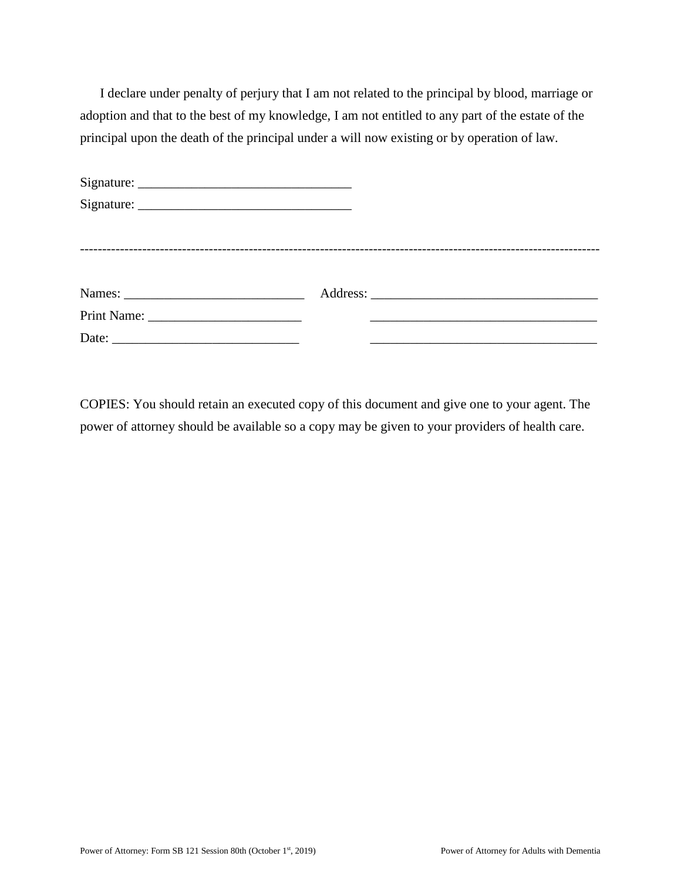I declare under penalty of perjury that I am not related to the principal by blood, marriage or adoption and that to the best of my knowledge, I am not entitled to any part of the estate of the principal upon the death of the principal under a will now existing or by operation of law.

Signature: ________________________________

Signature: ________________________________

---

Names: ___________________________ Address: __________________________________

Print Name: ______________________ __________________________________

Date: ____________________________ __________________________________

COPIES: You should retain an executed copy of this document and give one to your agent. The power of attorney should be available so a copy may be given to your providers of health care.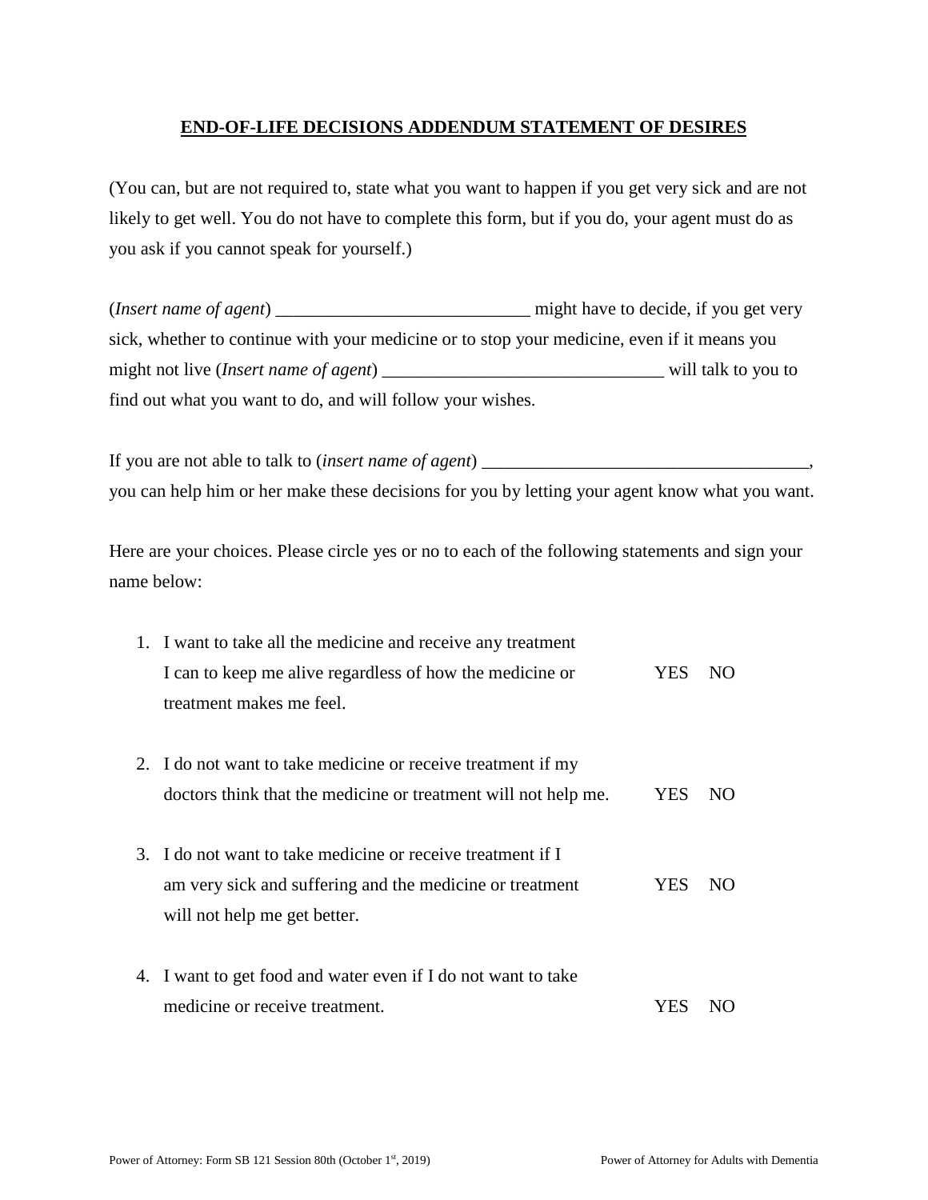**END-OF-LIFE DECISIONS ADDENDUM STATEMENT OF DESIRES**

(You can, but are not required to, state what you want to happen if you get very sick and are not likely to get well. You do not have to complete this form, but if you do, your agent must do as you ask if you cannot speak for yourself.)

(*Insert name of agent*) ____________________________ might have to decide, if you get very sick, whether to continue with your medicine or to stop your medicine, even if it means you might not live (*Insert name of agent*) _______________________________ will talk to you to find out what you want to do, and will follow your wishes.

If you are not able to talk to (*insert name of agent*) ____________________________________, you can help him or her make these decisions for you by letting your agent know what you want.

Here are your choices. Please circle yes or no to each of the following statements and sign your name below:

1. I want to take all the medicine and receive any treatment I can to keep me alive regardless of how the medicine or treatment makes me feel. YES NO

2. I do not want to take medicine or receive treatment if my doctors think that the medicine or treatment will not help me. YES NO

3. I do not want to take medicine or receive treatment if I am very sick and suffering and the medicine or treatment will not help me get better. YES NO

4. I want to get food and water even if I do not want to take medicine or receive treatment. YES NO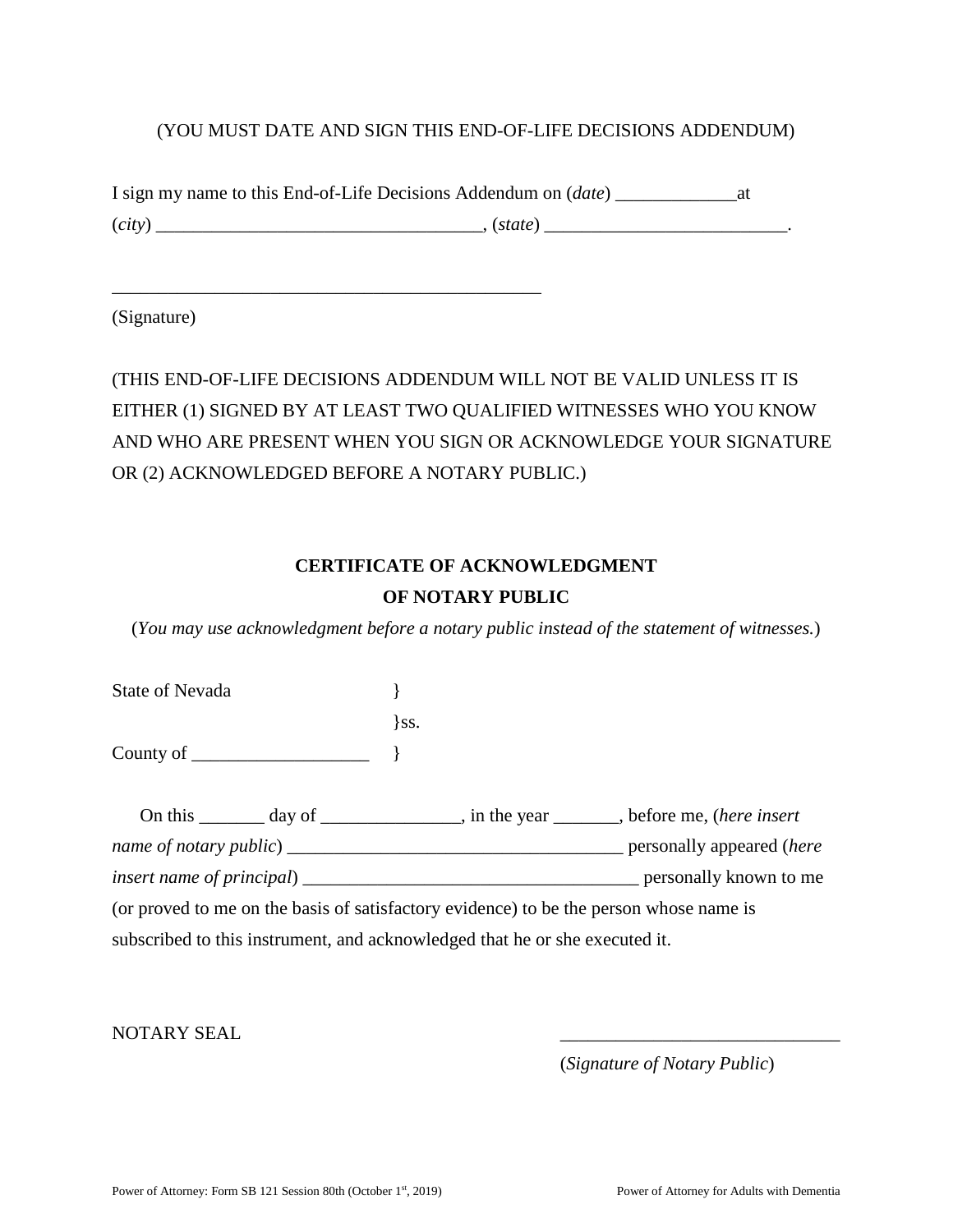(YOU MUST DATE AND SIGN THIS END-OF-LIFE DECISIONS ADDENDUM)

I sign my name to this End-of-Life Decisions Addendum on (*date*) _____________at (*city*) ___________________________________, (*state*) __________________________.

_______________________________________________

(Signature)

(THIS END-OF-LIFE DECISIONS ADDENDUM WILL NOT BE VALID UNLESS IT IS EITHER (1) SIGNED BY AT LEAST TWO QUALIFIED WITNESSES WHO YOU KNOW AND WHO ARE PRESENT WHEN YOU SIGN OR ACKNOWLEDGE YOUR SIGNATURE OR (2) ACKNOWLEDGED BEFORE A NOTARY PUBLIC.)

## CERTIFICATE OF ACKNOWLEDGMENT OF NOTARY PUBLIC

(*You may use acknowledgment before a notary public instead of the statement of witnesses.*)

State of Nevada }
}ss.
County of ___________________ }

On this _______ day of _______________, in the year _______, before me, (*here insert name of notary public*) ____________________________________ personally appeared (*here insert name of principal*) ____________________________________ personally known to me (or proved to me on the basis of satisfactory evidence) to be the person whose name is subscribed to this instrument, and acknowledged that he or she executed it.

NOTARY SEAL

______________________________

(*Signature of Notary Public*)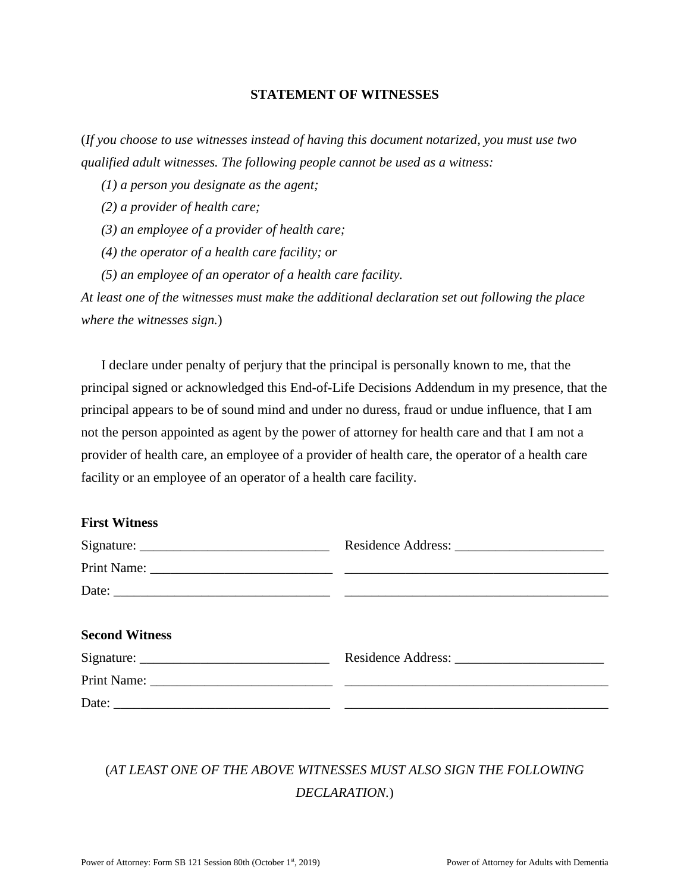## STATEMENT OF WITNESSES

(*If you choose to use witnesses instead of having this document notarized, you must use two qualified adult witnesses. The following people cannot be used as a witness:*

*(1) a person you designate as the agent;*

*(2) a provider of health care;*

*(3) an employee of a provider of health care;*

*(4) the operator of a health care facility; or*

*(5) an employee of an operator of a health care facility.*

*At least one of the witnesses must make the additional declaration set out following the place where the witnesses sign.*)

I declare under penalty of perjury that the principal is personally known to me, that the principal signed or acknowledged this End-of-Life Decisions Addendum in my presence, that the principal appears to be of sound mind and under no duress, fraud or undue influence, that I am not the person appointed as agent by the power of attorney for health care and that I am not a provider of health care, an employee of a provider of health care, the operator of a health care facility or an employee of an operator of a health care facility.

**First Witness**

Signature: ____________________________ Residence Address: ______________________

Print Name: ___________________________ ________________________________________

Date: ________________________________ ________________________________________

**Second Witness**

Signature: ____________________________ Residence Address: ______________________

Print Name: ___________________________ ________________________________________

Date: ________________________________ ________________________________________

(*AT LEAST ONE OF THE ABOVE WITNESSES MUST ALSO SIGN THE FOLLOWING DECLARATION.*)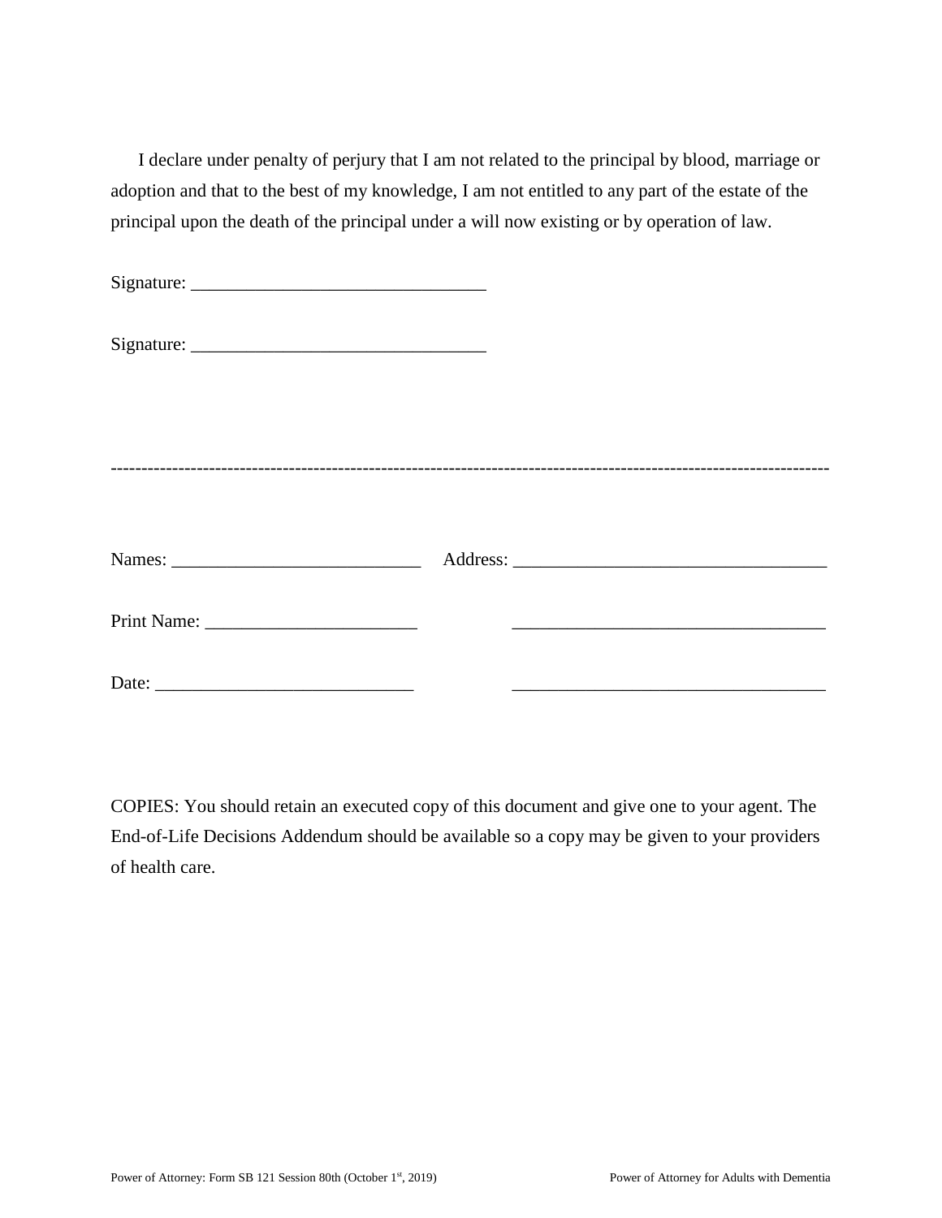I declare under penalty of perjury that I am not related to the principal by blood, marriage or adoption and that to the best of my knowledge, I am not entitled to any part of the estate of the principal upon the death of the principal under a will now existing or by operation of law.

Signature: ________________________________

Signature: ________________________________

---

Names: ___________________________ Address: __________________________________

Print Name: ______________________ __________________________________

Date: ____________________________ __________________________________

COPIES: You should retain an executed copy of this document and give one to your agent. The End-of-Life Decisions Addendum should be available so a copy may be given to your providers of health care.